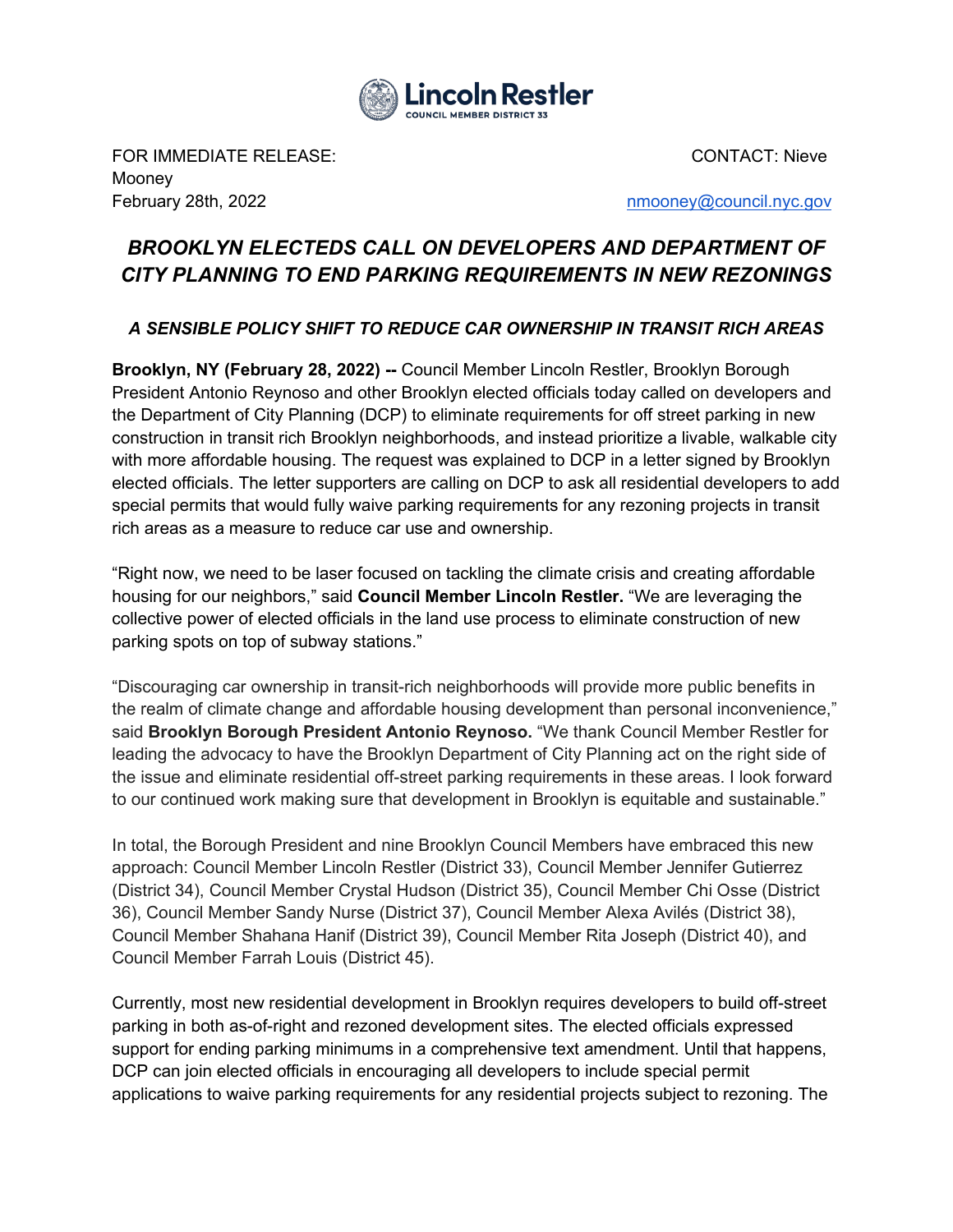**Lincoln Restler**
COUNCIL MEMBER DISTRICT 33

FOR IMMEDIATE RELEASE: CONTACT: Nieve Mooney
February 28th, 2022 nmooney@council.nyc.gov

## *BROOKLYN ELECTEDS CALL ON DEVELOPERS AND DEPARTMENT OF CITY PLANNING TO END PARKING REQUIREMENTS IN NEW REZONINGS*

### *A SENSIBLE POLICY SHIFT TO REDUCE CAR OWNERSHIP IN TRANSIT RICH AREAS*

**Brooklyn, NY (February 28, 2022) --** Council Member Lincoln Restler, Brooklyn Borough President Antonio Reynoso and other Brooklyn elected officials today called on developers and the Department of City Planning (DCP) to eliminate requirements for off street parking in new construction in transit rich Brooklyn neighborhoods, and instead prioritize a livable, walkable city with more affordable housing. The request was explained to DCP in a letter signed by Brooklyn elected officials. The letter supporters are calling on DCP to ask all residential developers to add special permits that would fully waive parking requirements for any rezoning projects in transit rich areas as a measure to reduce car use and ownership.

"Right now, we need to be laser focused on tackling the climate crisis and creating affordable housing for our neighbors," said **Council Member Lincoln Restler.** "We are leveraging the collective power of elected officials in the land use process to eliminate construction of new parking spots on top of subway stations."

"Discouraging car ownership in transit-rich neighborhoods will provide more public benefits in the realm of climate change and affordable housing development than personal inconvenience," said **Brooklyn Borough President Antonio Reynoso.** "We thank Council Member Restler for leading the advocacy to have the Brooklyn Department of City Planning act on the right side of the issue and eliminate residential off-street parking requirements in these areas. I look forward to our continued work making sure that development in Brooklyn is equitable and sustainable."

In total, the Borough President and nine Brooklyn Council Members have embraced this new approach: Council Member Lincoln Restler (District 33), Council Member Jennifer Gutierrez (District 34), Council Member Crystal Hudson (District 35), Council Member Chi Osse (District 36), Council Member Sandy Nurse (District 37), Council Member Alexa Avilés (District 38), Council Member Shahana Hanif (District 39), Council Member Rita Joseph (District 40), and Council Member Farrah Louis (District 45).

Currently, most new residential development in Brooklyn requires developers to build off-street parking in both as-of-right and rezoned development sites. The elected officials expressed support for ending parking minimums in a comprehensive text amendment. Until that happens, DCP can join elected officials in encouraging all developers to include special permit applications to waive parking requirements for any residential projects subject to rezoning. The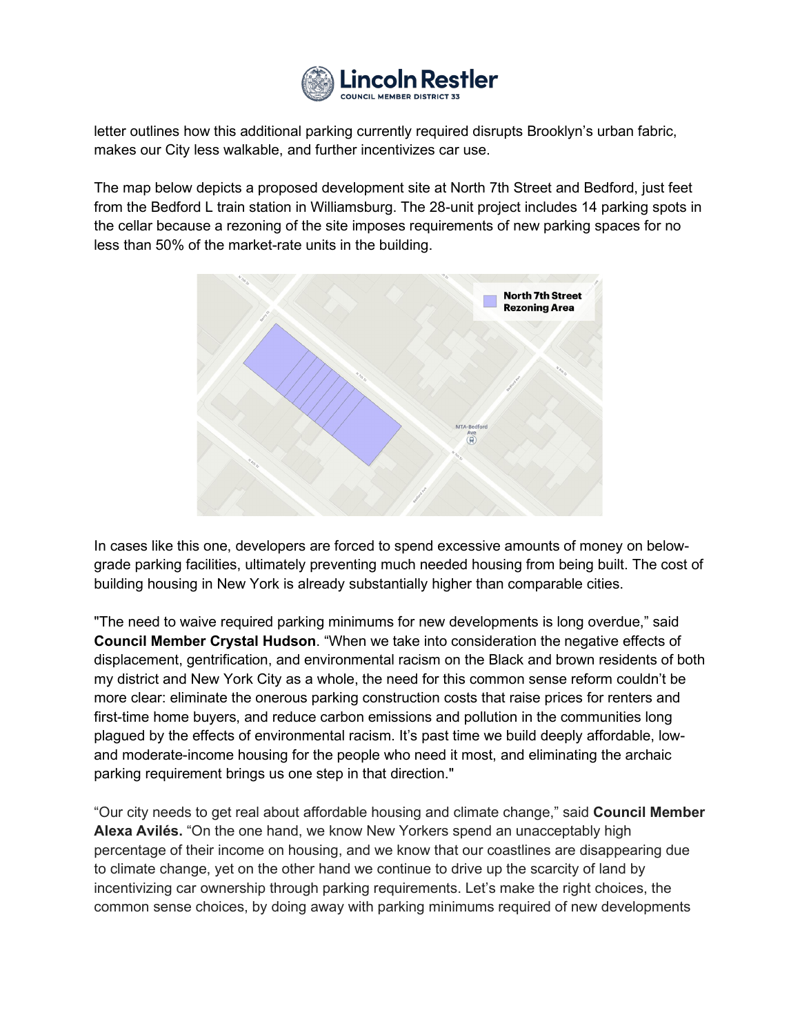letter outlines how this additional parking currently required disrupts Brooklyn's urban fabric, makes our City less walkable, and further incentivizes car use.

The map below depicts a proposed development site at North 7th Street and Bedford, just feet from the Bedford L train station in Williamsburg. The 28-unit project includes 14 parking spots in the cellar because a rezoning of the site imposes requirements of new parking spaces for no less than 50% of the market-rate units in the building.

In cases like this one, developers are forced to spend excessive amounts of money on below-grade parking facilities, ultimately preventing much needed housing from being built. The cost of building housing in New York is already substantially higher than comparable cities.

"The need to waive required parking minimums for new developments is long overdue," said **Council Member Crystal Hudson**. "When we take into consideration the negative effects of displacement, gentrification, and environmental racism on the Black and brown residents of both my district and New York City as a whole, the need for this common sense reform couldn't be more clear: eliminate the onerous parking construction costs that raise prices for renters and first-time home buyers, and reduce carbon emissions and pollution in the communities long plagued by the effects of environmental racism. It's past time we build deeply affordable, low- and moderate-income housing for the people who need it most, and eliminating the archaic parking requirement brings us one step in that direction."

"Our city needs to get real about affordable housing and climate change," said **Council Member Alexa Avilés.** "On the one hand, we know New Yorkers spend an unacceptably high percentage of their income on housing, and we know that our coastlines are disappearing due to climate change, yet on the other hand we continue to drive up the scarcity of land by incentivizing car ownership through parking requirements. Let's make the right choices, the common sense choices, by doing away with parking minimums required of new developments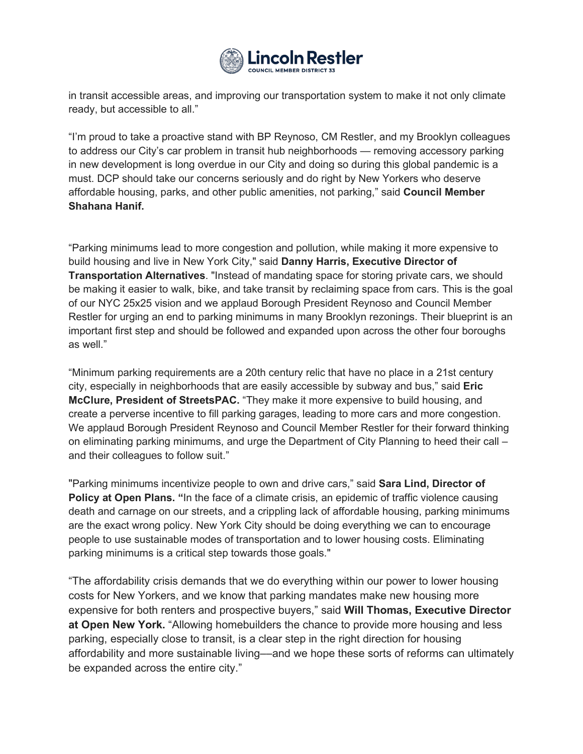in transit accessible areas, and improving our transportation system to make it not only climate ready, but accessible to all."

"I'm proud to take a proactive stand with BP Reynoso, CM Restler, and my Brooklyn colleagues to address our City's car problem in transit hub neighborhoods — removing accessory parking in new development is long overdue in our City and doing so during this global pandemic is a must. DCP should take our concerns seriously and do right by New Yorkers who deserve affordable housing, parks, and other public amenities, not parking," said **Council Member Shahana Hanif.**

"Parking minimums lead to more congestion and pollution, while making it more expensive to build housing and live in New York City," said **Danny Harris, Executive Director of Transportation Alternatives**. "Instead of mandating space for storing private cars, we should be making it easier to walk, bike, and take transit by reclaiming space from cars. This is the goal of our NYC 25x25 vision and we applaud Borough President Reynoso and Council Member Restler for urging an end to parking minimums in many Brooklyn rezonings. Their blueprint is an important first step and should be followed and expanded upon across the other four boroughs as well."

"Minimum parking requirements are a 20th century relic that have no place in a 21st century city, especially in neighborhoods that are easily accessible by subway and bus," said **Eric McClure, President of StreetsPAC.** "They make it more expensive to build housing, and create a perverse incentive to fill parking garages, leading to more cars and more congestion. We applaud Borough President Reynoso and Council Member Restler for their forward thinking on eliminating parking minimums, and urge the Department of City Planning to heed their call – and their colleagues to follow suit."

"Parking minimums incentivize people to own and drive cars," said **Sara Lind, Director of Policy at Open Plans. "**In the face of a climate crisis, an epidemic of traffic violence causing death and carnage on our streets, and a crippling lack of affordable housing, parking minimums are the exact wrong policy. New York City should be doing everything we can to encourage people to use sustainable modes of transportation and to lower housing costs. Eliminating parking minimums is a critical step towards those goals."

"The affordability crisis demands that we do everything within our power to lower housing costs for New Yorkers, and we know that parking mandates make new housing more expensive for both renters and prospective buyers," said **Will Thomas, Executive Director at Open New York.** "Allowing homebuilders the chance to provide more housing and less parking, especially close to transit, is a clear step in the right direction for housing affordability and more sustainable living—and we hope these sorts of reforms can ultimately be expanded across the entire city."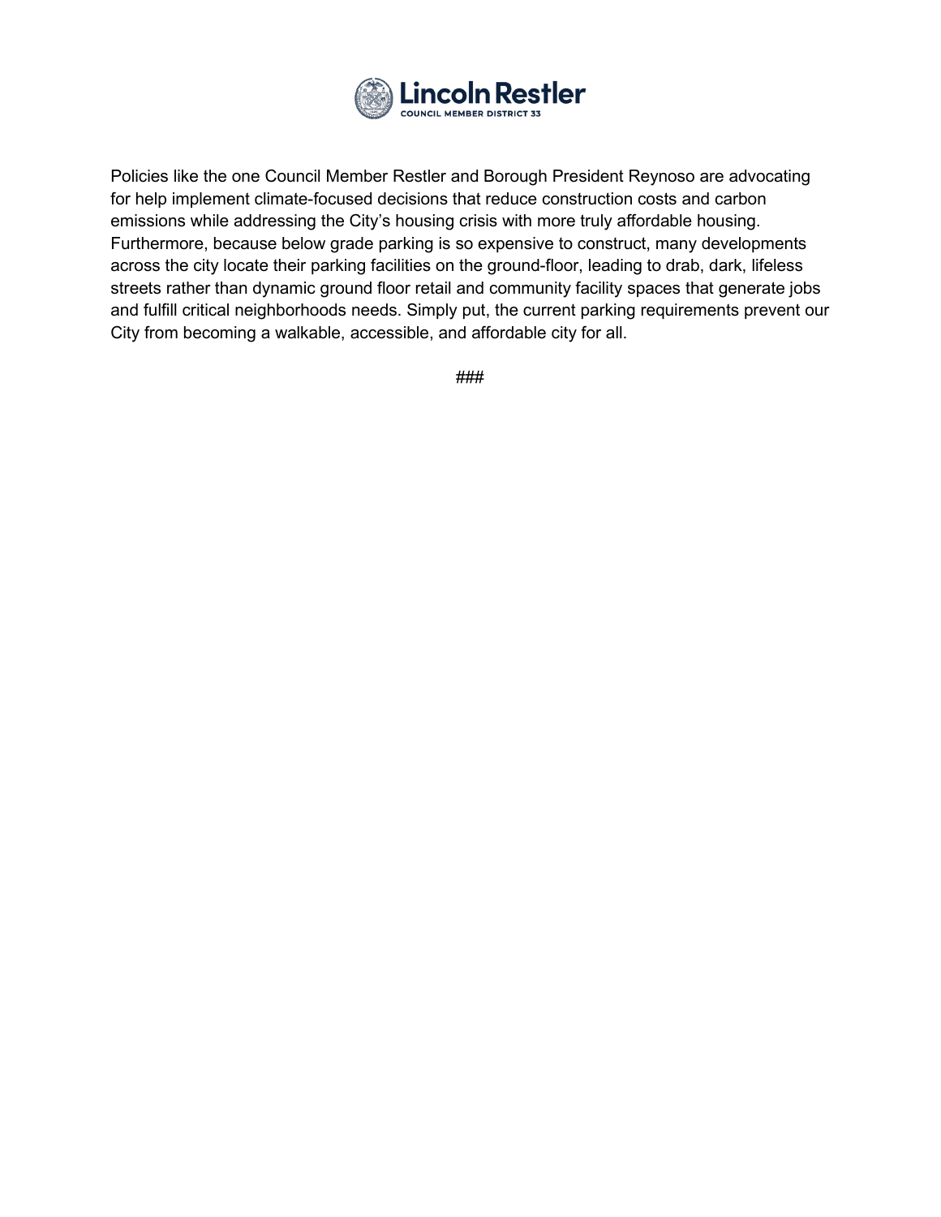Policies like the one Council Member Restler and Borough President Reynoso are advocating for help implement climate-focused decisions that reduce construction costs and carbon emissions while addressing the City's housing crisis with more truly affordable housing. Furthermore, because below grade parking is so expensive to construct, many developments across the city locate their parking facilities on the ground-floor, leading to drab, dark, lifeless streets rather than dynamic ground floor retail and community facility spaces that generate jobs and fulfill critical neighborhoods needs. Simply put, the current parking requirements prevent our City from becoming a walkable, accessible, and affordable city for all.

###